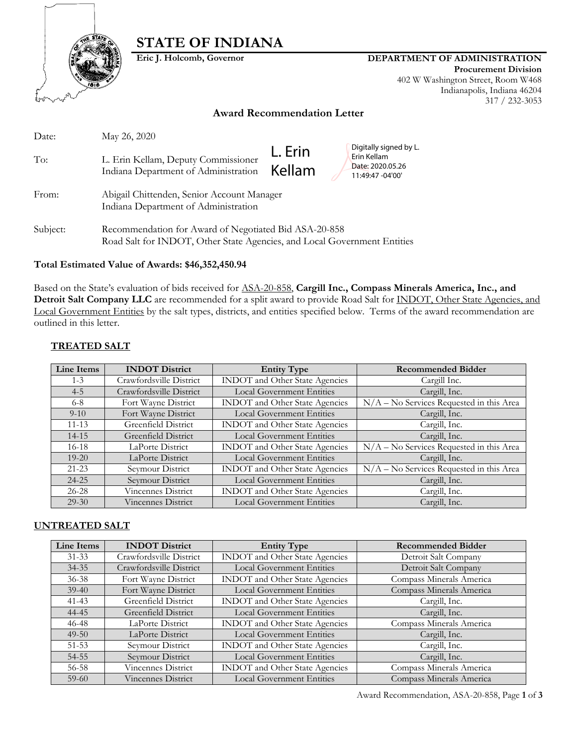# STATE OF INDIANA

**Eric J. Holcomb, Governor**

**DEPARTMENT OF ADMINISTRATION**
**Procurement Division**
402 W Washington Street, Room W468
Indianapolis, Indiana 46204
317 / 232-3053

## Award Recommendation Letter

Date: May 26, 2020

To: L. Erin Kellam, Deputy Commissioner
Indiana Department of Administration

L. Erin Kellam
Digitally signed by L. Erin Kellam
Date: 2020.05.26 11:49:47 -04'00'

From: Abigail Chittenden, Senior Account Manager
Indiana Department of Administration

Subject: Recommendation for Award of Negotiated Bid ASA-20-858
Road Salt for INDOT, Other State Agencies, and Local Government Entities

**Total Estimated Value of Awards: $46,352,450.94**

Based on the State's evaluation of bids received for ASA-20-858, **Cargill Inc., Compass Minerals America, Inc., and Detroit Salt Company LLC** are recommended for a split award to provide Road Salt for INDOT, Other State Agencies, and Local Government Entities by the salt types, districts, and entities specified below. Terms of the award recommendation are outlined in this letter.

### TREATED SALT

| Line Items | INDOT District | Entity Type | Recommended Bidder |
|---|---|---|---|
| 1-3 | Crawfordsville District | INDOT and Other State Agencies | Cargill Inc. |
| 4-5 | Crawfordsville District | Local Government Entities | Cargill, Inc. |
| 6-8 | Fort Wayne District | INDOT and Other State Agencies | N/A – No Services Requested in this Area |
| 9-10 | Fort Wayne District | Local Government Entities | Cargill, Inc. |
| 11-13 | Greenfield District | INDOT and Other State Agencies | Cargill, Inc. |
| 14-15 | Greenfield District | Local Government Entities | Cargill, Inc. |
| 16-18 | LaPorte District | INDOT and Other State Agencies | N/A – No Services Requested in this Area |
| 19-20 | LaPorte District | Local Government Entities | Cargill, Inc. |
| 21-23 | Seymour District | INDOT and Other State Agencies | N/A – No Services Requested in this Area |
| 24-25 | Seymour District | Local Government Entities | Cargill, Inc. |
| 26-28 | Vincennes District | INDOT and Other State Agencies | Cargill, Inc. |
| 29-30 | Vincennes District | Local Government Entities | Cargill, Inc. |

### UNTREATED SALT

| Line Items | INDOT District | Entity Type | Recommended Bidder |
|---|---|---|---|
| 31-33 | Crawfordsville District | INDOT and Other State Agencies | Detroit Salt Company |
| 34-35 | Crawfordsville District | Local Government Entities | Detroit Salt Company |
| 36-38 | Fort Wayne District | INDOT and Other State Agencies | Compass Minerals America |
| 39-40 | Fort Wayne District | Local Government Entities | Compass Minerals America |
| 41-43 | Greenfield District | INDOT and Other State Agencies | Cargill, Inc. |
| 44-45 | Greenfield District | Local Government Entities | Cargill, Inc. |
| 46-48 | LaPorte District | INDOT and Other State Agencies | Compass Minerals America |
| 49-50 | LaPorte District | Local Government Entities | Cargill, Inc. |
| 51-53 | Seymour District | INDOT and Other State Agencies | Cargill, Inc. |
| 54-55 | Seymour District | Local Government Entities | Cargill, Inc. |
| 56-58 | Vincennes District | INDOT and Other State Agencies | Compass Minerals America |
| 59-60 | Vincennes District | Local Government Entities | Compass Minerals America |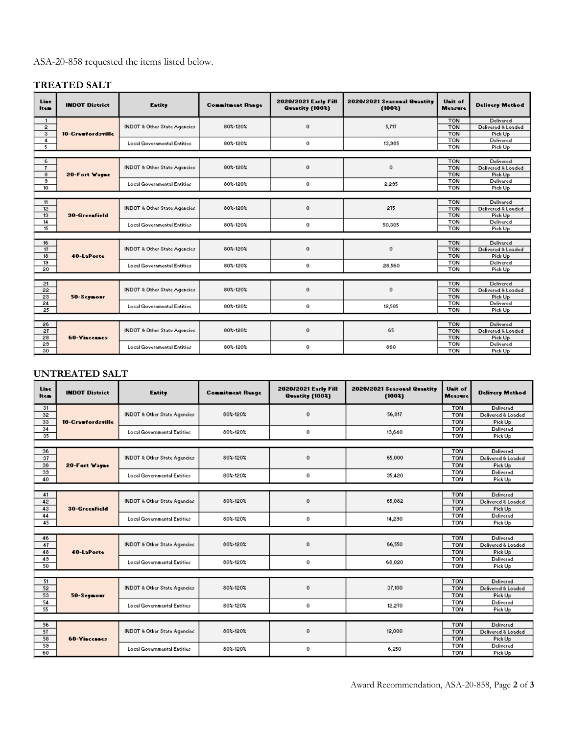ASA-20-858 requested the items listed below.

## TREATED SALT

| Line Item | INDOT District | Entity | Commitment Range | 2020/2021 Early Fill Quantity (100%) | 2020/2021 Seasonal Quantity (100%) | Unit of Measure | Delivery Method |
|---|---|---|---|---|---|---|---|
| 1 | 10-Crawfordsville | INDOT & Other State Agencies | 80%-120% | 0 | 5,717 | TON | Delivered |
| 2 | | | | | | TON | Delivered & Loaded |
| 3 | | | | | | TON | Pick Up |
| 4 | | Local Governmental Entities | 80%-120% | 0 | 13,985 | TON | Delivered |
| 5 | | | | | | TON | Pick Up |
| 6 | 20-Fort Wayne | INDOT & Other State Agencies | 80%-120% | 0 | 0 | TON | Delivered |
| 7 | | | | | | TON | Delivered & Loaded |
| 8 | | | | | | TON | Pick Up |
| 9 | | Local Governmental Entities | 80%-120% | 0 | 2,295 | TON | Delivered |
| 10 | | | | | | TON | Pick Up |
| 11 | 30-Greenfield | INDOT & Other State Agencies | 80%-120% | 0 | 275 | TON | Delivered |
| 12 | | | | | | TON | Delivered & Loaded |
| 13 | | | | | | TON | Pick Up |
| 14 | | Local Governmental Entities | 80%-120% | 0 | 50,305 | TON | Delivered |
| 15 | | | | | | TON | Pick Up |
| 16 | 40-LaPorte | INDOT & Other State Agencies | 80%-120% | 0 | 0 | TON | Delivered |
| 17 | | | | | | TON | Delivered & Loaded |
| 18 | | | | | | TON | Pick Up |
| 19 | | Local Governmental Entities | 80%-120% | 0 | 28,560 | TON | Delivered |
| 20 | | | | | | TON | Pick Up |
| 21 | 50-Seymour | INDOT & Other State Agencies | 80%-120% | 0 | 0 | TON | Delivered |
| 22 | | | | | | TON | Delivered & Loaded |
| 23 | | | | | | TON | Pick Up |
| 24 | | Local Governmental Entities | 80%-120% | 0 | 12,585 | TON | Delivered |
| 25 | | | | | | TON | Pick Up |
| 26 | 60-Vincennes | INDOT & Other State Agencies | 80%-120% | 0 | 65 | TON | Delivered |
| 27 | | | | | | TON | Delivered & Loaded |
| 28 | | | | | | TON | Pick Up |
| 29 | | Local Governmental Entities | 80%-120% | 0 | 860 | TON | Delivered |
| 30 | | | | | | TON | Pick Up |

## UNTREATED SALT

| Line Item | INDOT District | Entity | Commitment Range | 2020/2021 Early Fill Quantity (100%) | 2020/2021 Seasonal Quantity (100%) | Unit of Measure | Delivery Method |
|---|---|---|---|---|---|---|---|
| 31 | 10-Crawfordsville | INDOT & Other State Agencies | 80%-120% | 0 | 56,817 | TON | Delivered |
| 32 | | | | | | TON | Delivered & Loaded |
| 33 | | | | | | TON | Pick Up |
| 34 | | Local Governmental Entities | 80%-120% | 0 | 13,640 | TON | Delivered |
| 35 | | | | | | TON | Pick Up |
| 36 | 20-Fort Wayne | INDOT & Other State Agencies | 80%-120% | 0 | 65,000 | TON | Delivered |
| 37 | | | | | | TON | Delivered & Loaded |
| 38 | | | | | | TON | Pick Up |
| 39 | | Local Governmental Entities | 80%-120% | 0 | 35,420 | TON | Delivered |
| 40 | | | | | | TON | Pick Up |
| 41 | 30-Greenfield | INDOT & Other State Agencies | 80%-120% | 0 | 65,082 | TON | Delivered |
| 42 | | | | | | TON | Delivered & Loaded |
| 43 | | | | | | TON | Pick Up |
| 44 | | Local Governmental Entities | 80%-120% | 0 | 14,290 | TON | Delivered |
| 45 | | | | | | TON | Pick Up |
| 46 | 40-LaPorte | INDOT & Other State Agencies | 80%-120% | 0 | 66,550 | TON | Delivered |
| 47 | | | | | | TON | Delivered & Loaded |
| 48 | | | | | | TON | Pick Up |
| 49 | | Local Governmental Entities | 80%-120% | 0 | 68,020 | TON | Delivered |
| 50 | | | | | | TON | Pick Up |
| 51 | 50-Seymour | INDOT & Other State Agencies | 80%-120% | 0 | 37,100 | TON | Delivered |
| 52 | | | | | | TON | Delivered & Loaded |
| 53 | | | | | | TON | Pick Up |
| 54 | | Local Governmental Entities | 80%-120% | 0 | 12,270 | TON | Delivered |
| 55 | | | | | | TON | Pick Up |
| 56 | 60-Vincennes | INDOT & Other State Agencies | 80%-120% | 0 | 12,000 | TON | Delivered |
| 57 | | | | | | TON | Delivered & Loaded |
| 58 | | | | | | TON | Pick Up |
| 59 | | Local Governmental Entities | 80%-120% | 0 | 6,250 | TON | Delivered |
| 60 | | | | | | TON | Pick Up |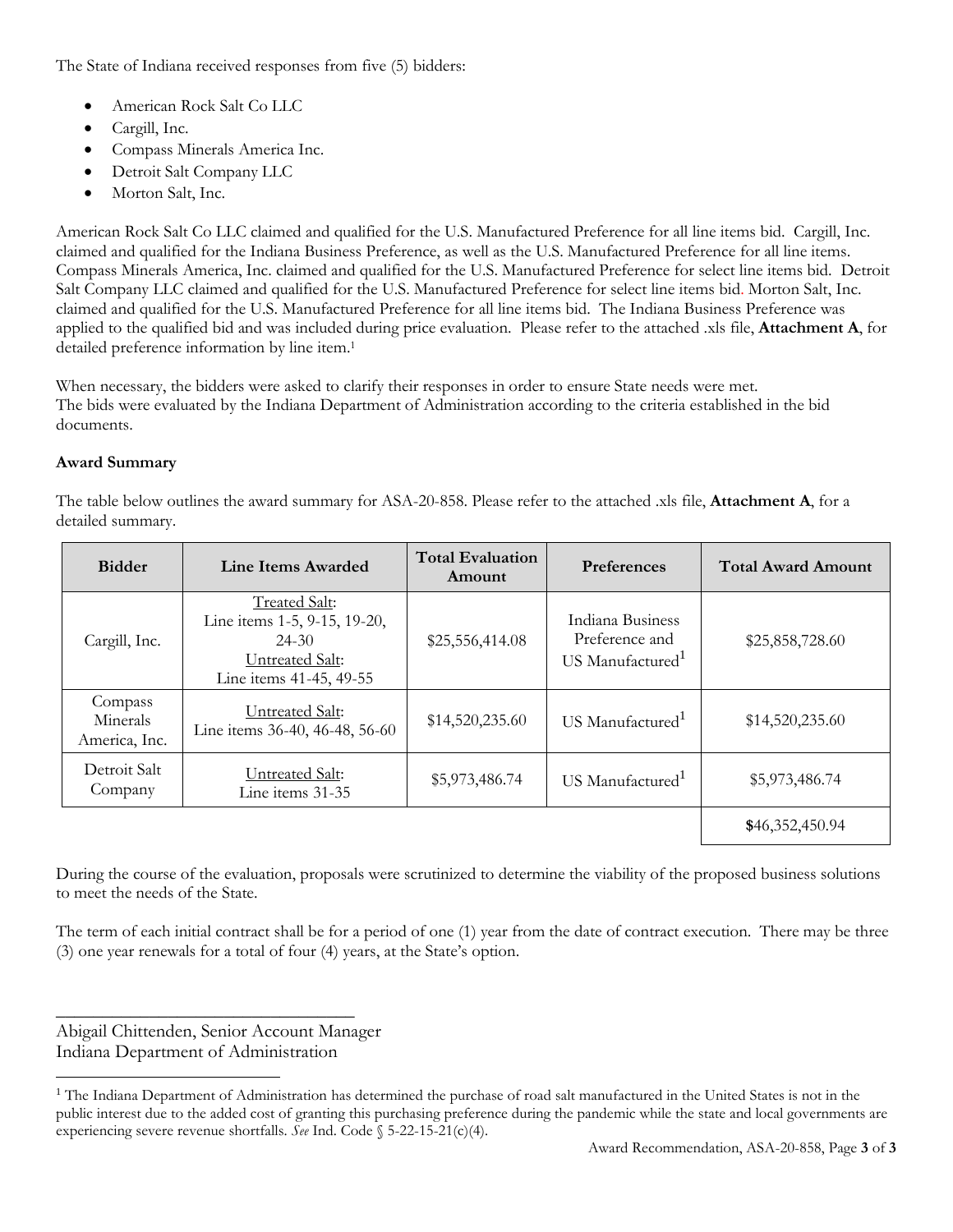The State of Indiana received responses from five (5) bidders:

- American Rock Salt Co LLC
- Cargill, Inc.
- Compass Minerals America Inc.
- Detroit Salt Company LLC
- Morton Salt, Inc.

American Rock Salt Co LLC claimed and qualified for the U.S. Manufactured Preference for all line items bid. Cargill, Inc. claimed and qualified for the Indiana Business Preference, as well as the U.S. Manufactured Preference for all line items. Compass Minerals America, Inc. claimed and qualified for the U.S. Manufactured Preference for select line items bid. Detroit Salt Company LLC claimed and qualified for the U.S. Manufactured Preference for select line items bid. Morton Salt, Inc. claimed and qualified for the U.S. Manufactured Preference for all line items bid. The Indiana Business Preference was applied to the qualified bid and was included during price evaluation. Please refer to the attached .xls file, **Attachment A**, for detailed preference information by line item.[1]

When necessary, the bidders were asked to clarify their responses in order to ensure State needs were met.
The bids were evaluated by the Indiana Department of Administration according to the criteria established in the bid documents.

**Award Summary**

The table below outlines the award summary for ASA-20-858. Please refer to the attached .xls file, **Attachment A**, for a detailed summary.

| Bidder | Line Items Awarded | Total Evaluation Amount | Preferences | Total Award Amount |
|---|---|---|---|---|
| Cargill, Inc. | Treated Salt: Line items 1-5, 9-15, 19-20, 24-30 Untreated Salt: Line items 41-45, 49-55 | $25,556,414.08 | Indiana Business Preference and US Manufactured[1] | $25,858,728.60 |
| Compass Minerals America, Inc. | Untreated Salt: Line items 36-40, 46-48, 56-60 | $14,520,235.60 | US Manufactured[1] | $14,520,235.60 |
| Detroit Salt Company | Untreated Salt: Line items 31-35 | $5,973,486.74 | US Manufactured[1] | $5,973,486.74 |
| | | | | **$**46,352,450.94 |

During the course of the evaluation, proposals were scrutinized to determine the viability of the proposed business solutions to meet the needs of the State.

The term of each initial contract shall be for a period of one (1) year from the date of contract execution. There may be three (3) one year renewals for a total of four (4) years, at the State's option.

\_\_\_\_\_\_\_\_\_\_\_\_\_\_\_\_\_\_\_\_\_\_\_\_\_\_\_\_\_\_\_\_

Abigail Chittenden, Senior Account Manager
Indiana Department of Administration

[1] The Indiana Department of Administration has determined the purchase of road salt manufactured in the United States is not in the public interest due to the added cost of granting this purchasing preference during the pandemic while the state and local governments are experiencing severe revenue shortfalls. *See* Ind. Code § 5-22-15-21(c)(4).